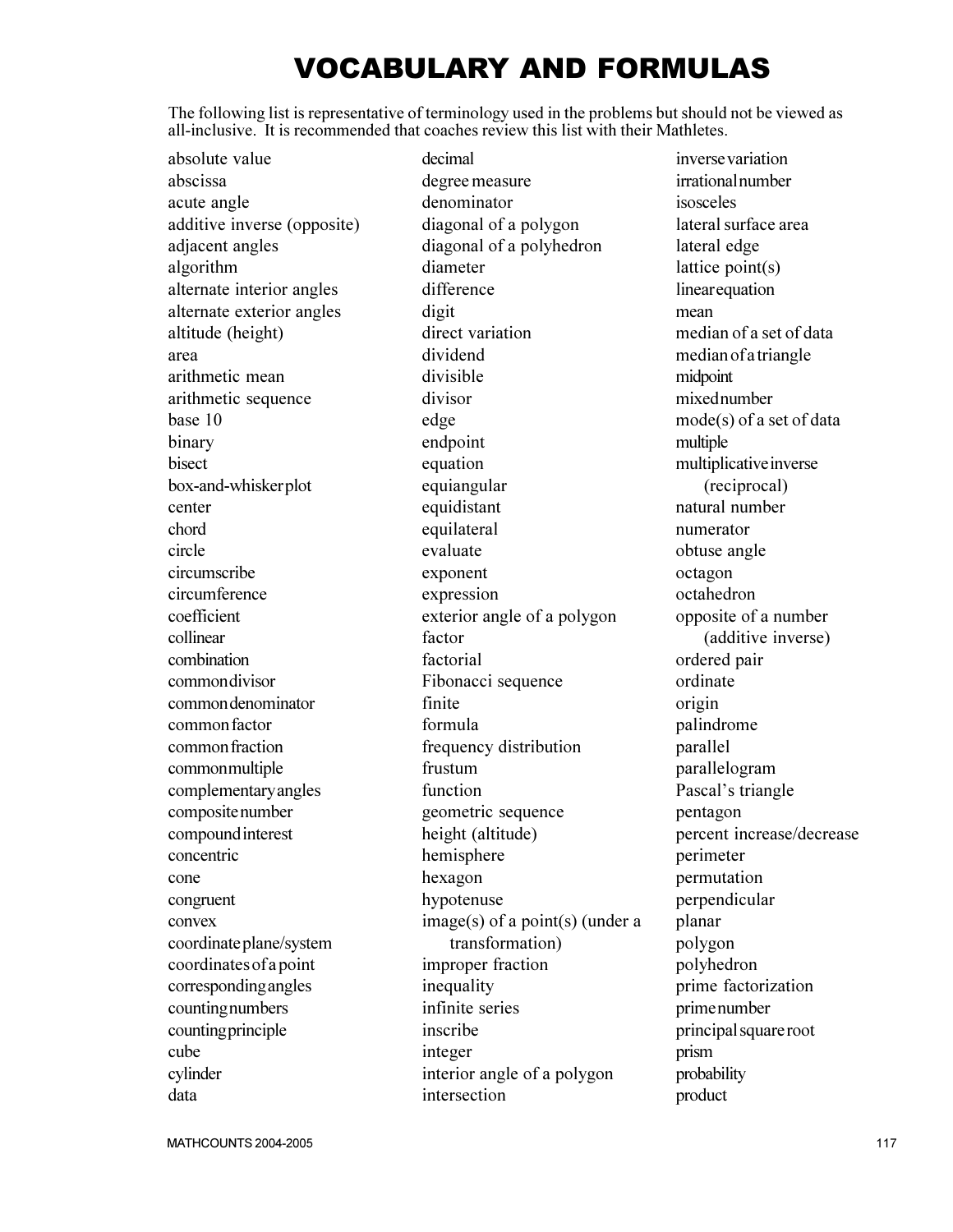# VOCABULARY AND FORMULAS

The following list is representative of terminology used in the problems but should not be viewed as all-inclusive. It is recommended that coaches review this list with their Mathletes.

absolute value
abscissa
acute angle
additive inverse (opposite)
adjacent angles
algorithm
alternate interior angles
alternate exterior angles
altitude (height)
area
arithmetic mean
arithmetic sequence
base 10
binary
bisect
box-and-whisker plot
center
chord
circle
circumscribe
circumference
coefficient
collinear
combination
common divisor
common denominator
common factor
common fraction
common multiple
complementary angles
composite number
compound interest
concentric
cone
congruent
convex
coordinate plane/system
coordinates of a point
corresponding angles
counting numbers
counting principle
cube
cylinder
data
decimal
degree measure
denominator
diagonal of a polygon
diagonal of a polyhedron
diameter
difference
digit
direct variation
dividend
divisible
divisor
edge
endpoint
equation
equiangular
equidistant
equilateral
evaluate
exponent
expression
exterior angle of a polygon
factor
factorial
Fibonacci sequence
finite
formula
frequency distribution
frustum
function
geometric sequence
height (altitude)
hemisphere
hexagon
hypotenuse
image(s) of a point(s) (under a transformation)
improper fraction
inequality
infinite series
inscribe
integer
interior angle of a polygon
intersection
inverse variation
irrational number
isosceles
lateral surface area
lateral edge
lattice point(s)
linear equation
mean
median of a set of data
median of a triangle
midpoint
mixed number
mode(s) of a set of data
multiple
multiplicative inverse (reciprocal)
natural number
numerator
obtuse angle
octagon
octahedron
opposite of a number (additive inverse)
ordered pair
ordinate
origin
palindrome
parallel
parallelogram
Pascal's triangle
pentagon
percent increase/decrease
perimeter
permutation
perpendicular
planar
polygon
polyhedron
prime factorization
prime number
principal square root
prism
probability
product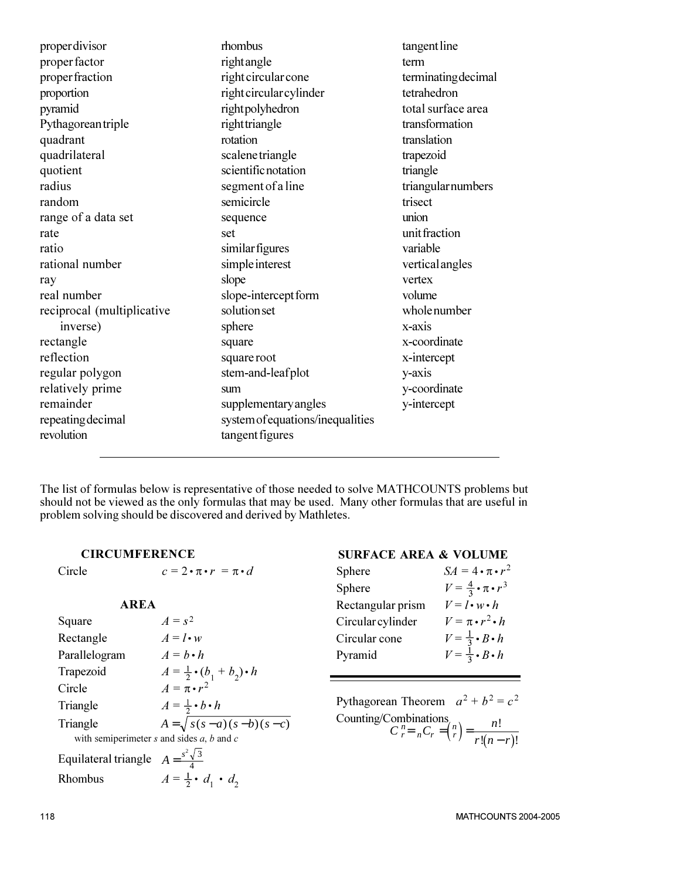proper divisor
proper factor
proper fraction
proportion
pyramid
Pythagorean triple
quadrant
quadrilateral
quotient
radius
random
range of a data set
rate
ratio
rational number
ray
real number
reciprocal (multiplicative inverse)
rectangle
reflection
regular polygon
relatively prime
remainder
repeating decimal
revolution
rhombus
right angle
right circular cone
right circular cylinder
right polyhedron
right triangle
rotation
scalene triangle
scientific notation
segment of a line
semicircle
sequence
set
similar figures
simple interest
slope
slope-intercept form
solution set
sphere
square
square root
stem-and-leaf plot
sum
supplementary angles
system of equations/inequalities
tangent figures
tangent line
term
terminating decimal
tetrahedron
total surface area
transformation
translation
trapezoid
triangle
triangular numbers
trisect
union
unit fraction
variable
vertical angles
vertex
volume
whole number
x-axis
x-coordinate
x-intercept
y-axis
y-coordinate
y-intercept

---

The list of formulas below is representative of those needed to solve MATHCOUNTS problems but should not be viewed as the only formulas that may be used. Many other formulas that are useful in problem solving should be discovered and derived by Mathletes.

**CIRCUMFERENCE**

Circle $c = 2 \cdot \pi \cdot r = \pi \cdot d$

**AREA**

Square $A = s^2$

Rectangle $A = l \cdot w$

Parallelogram $A = b \cdot h$

Trapezoid $A = \frac{1}{2} \cdot (b_1 + b_2) \cdot h$

Circle $A = \pi \cdot r^2$

Triangle $A = \frac{1}{2} \cdot b \cdot h$

Triangle $A = \sqrt{s(s-a)(s-b)(s-c)}$
with semiperimeter $s$ and sides $a$, $b$ and $c$

Equilateral triangle $A = \frac{s^2\sqrt{3}}{4}$

Rhombus $A = \frac{1}{2} \cdot d_1 \cdot d_2$

**SURFACE AREA & VOLUME**

Sphere $SA = 4 \cdot \pi \cdot r^2$

Sphere $V = \frac{4}{3} \cdot \pi \cdot r^3$

Rectangular prism $V = l \cdot w \cdot h$

Circular cylinder $V = \pi \cdot r^2 \cdot h$

Circular cone $V = \frac{1}{3} \cdot B \cdot h$

Pyramid $V = \frac{1}{3} \cdot B \cdot h$

---

Pythagorean Theorem $a^2 + b^2 = c^2$

Counting/Combinations $C^n_r = {}_nC_r = \binom{n}{r} = \frac{n!}{r!(n-r)!}$